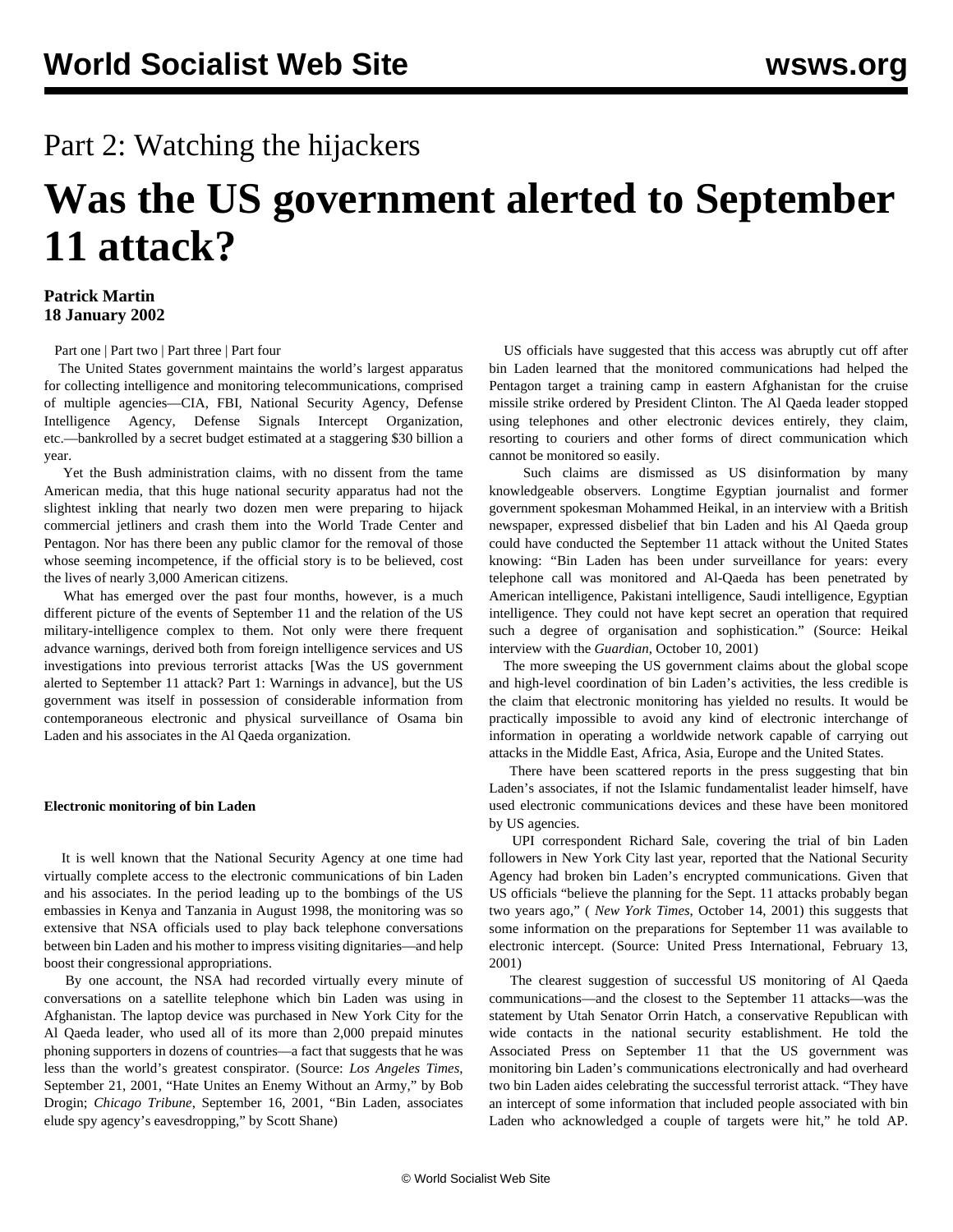# Part 2: Watching the hijackers

# Was the US government alerted to September 11 attack?

**Patrick Martin**
**18 January 2002**

Part one | Part two | Part three | Part four

The United States government maintains the world's largest apparatus for collecting intelligence and monitoring telecommunications, comprised of multiple agencies—CIA, FBI, National Security Agency, Defense Intelligence Agency, Defense Signals Intercept Organization, etc.—bankrolled by a secret budget estimated at a staggering $30 billion a year.

Yet the Bush administration claims, with no dissent from the tame American media, that this huge national security apparatus had not the slightest inkling that nearly two dozen men were preparing to hijack commercial jetliners and crash them into the World Trade Center and Pentagon. Nor has there been any public clamor for the removal of those whose seeming incompetence, if the official story is to be believed, cost the lives of nearly 3,000 American citizens.

What has emerged over the past four months, however, is a much different picture of the events of September 11 and the relation of the US military-intelligence complex to them. Not only were there frequent advance warnings, derived both from foreign intelligence services and US investigations into previous terrorist attacks [Was the US government alerted to September 11 attack? Part 1: Warnings in advance], but the US government was itself in possession of considerable information from contemporaneous electronic and physical surveillance of Osama bin Laden and his associates in the Al Qaeda organization.

**Electronic monitoring of bin Laden**

It is well known that the National Security Agency at one time had virtually complete access to the electronic communications of bin Laden and his associates. In the period leading up to the bombings of the US embassies in Kenya and Tanzania in August 1998, the monitoring was so extensive that NSA officials used to play back telephone conversations between bin Laden and his mother to impress visiting dignitaries—and help boost their congressional appropriations.

By one account, the NSA had recorded virtually every minute of conversations on a satellite telephone which bin Laden was using in Afghanistan. The laptop device was purchased in New York City for the Al Qaeda leader, who used all of its more than 2,000 prepaid minutes phoning supporters in dozens of countries—a fact that suggests that he was less than the world's greatest conspirator. (Source: *Los Angeles Times*, September 21, 2001, "Hate Unites an Enemy Without an Army," by Bob Drogin; *Chicago Tribune*, September 16, 2001, "Bin Laden, associates elude spy agency's eavesdropping," by Scott Shane)

US officials have suggested that this access was abruptly cut off after bin Laden learned that the monitored communications had helped the Pentagon target a training camp in eastern Afghanistan for the cruise missile strike ordered by President Clinton. The Al Qaeda leader stopped using telephones and other electronic devices entirely, they claim, resorting to couriers and other forms of direct communication which cannot be monitored so easily.

Such claims are dismissed as US disinformation by many knowledgeable observers. Longtime Egyptian journalist and former government spokesman Mohammed Heikal, in an interview with a British newspaper, expressed disbelief that bin Laden and his Al Qaeda group could have conducted the September 11 attack without the United States knowing: "Bin Laden has been under surveillance for years: every telephone call was monitored and Al-Qaeda has been penetrated by American intelligence, Pakistani intelligence, Saudi intelligence, Egyptian intelligence. They could not have kept secret an operation that required such a degree of organisation and sophistication." (Source: Heikal interview with the *Guardian*, October 10, 2001)

The more sweeping the US government claims about the global scope and high-level coordination of bin Laden's activities, the less credible is the claim that electronic monitoring has yielded no results. It would be practically impossible to avoid any kind of electronic interchange of information in operating a worldwide network capable of carrying out attacks in the Middle East, Africa, Asia, Europe and the United States.

There have been scattered reports in the press suggesting that bin Laden's associates, if not the Islamic fundamentalist leader himself, have used electronic communications devices and these have been monitored by US agencies.

UPI correspondent Richard Sale, covering the trial of bin Laden followers in New York City last year, reported that the National Security Agency had broken bin Laden's encrypted communications. Given that US officials "believe the planning for the Sept. 11 attacks probably began two years ago," ( *New York Times*, October 14, 2001) this suggests that some information on the preparations for September 11 was available to electronic intercept. (Source: United Press International, February 13, 2001)

The clearest suggestion of successful US monitoring of Al Qaeda communications—and the closest to the September 11 attacks—was the statement by Utah Senator Orrin Hatch, a conservative Republican with wide contacts in the national security establishment. He told the Associated Press on September 11 that the US government was monitoring bin Laden's communications electronically and had overheard two bin Laden aides celebrating the successful terrorist attack. "They have an intercept of some information that included people associated with bin Laden who acknowledged a couple of targets were hit," he told AP.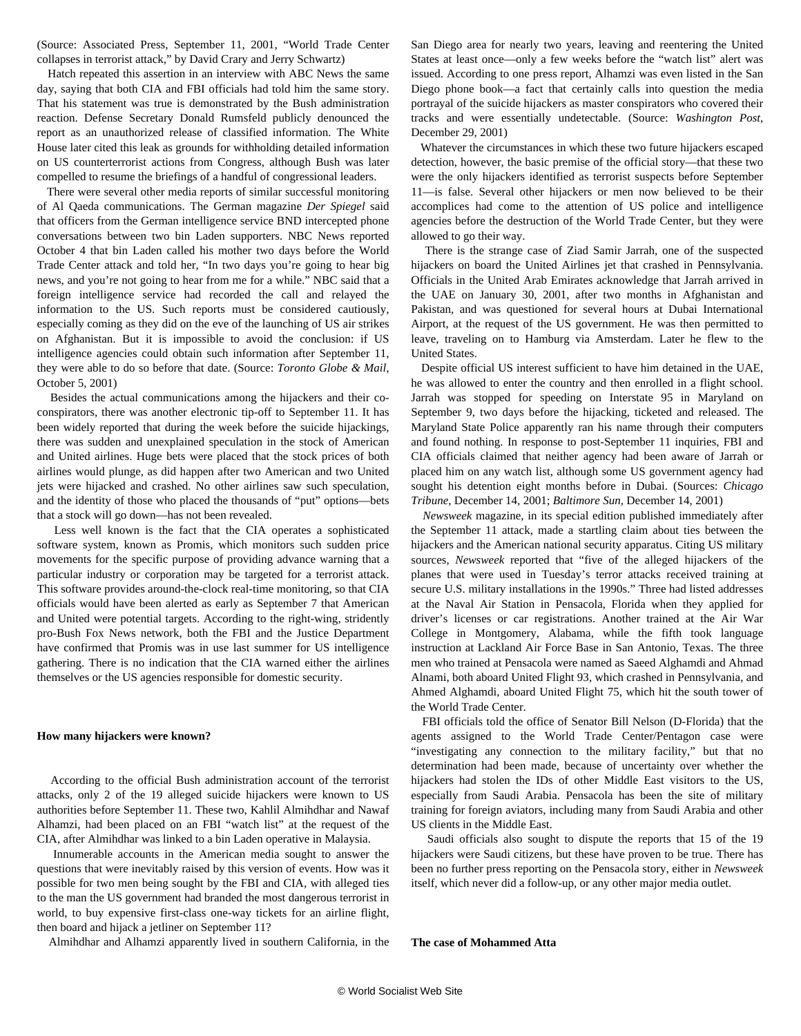(Source: Associated Press, September 11, 2001, "World Trade Center collapses in terrorist attack," by David Crary and Jerry Schwartz)

Hatch repeated this assertion in an interview with ABC News the same day, saying that both CIA and FBI officials had told him the same story. That his statement was true is demonstrated by the Bush administration reaction. Defense Secretary Donald Rumsfeld publicly denounced the report as an unauthorized release of classified information. The White House later cited this leak as grounds for withholding detailed information on US counterterrorist actions from Congress, although Bush was later compelled to resume the briefings of a handful of congressional leaders.

There were several other media reports of similar successful monitoring of Al Qaeda communications. The German magazine *Der Spiegel* said that officers from the German intelligence service BND intercepted phone conversations between two bin Laden supporters. NBC News reported October 4 that bin Laden called his mother two days before the World Trade Center attack and told her, "In two days you're going to hear big news, and you're not going to hear from me for a while." NBC said that a foreign intelligence service had recorded the call and relayed the information to the US. Such reports must be considered cautiously, especially coming as they did on the eve of the launching of US air strikes on Afghanistan. But it is impossible to avoid the conclusion: if US intelligence agencies could obtain such information after September 11, they were able to do so before that date. (Source: *Toronto Globe & Mail*, October 5, 2001)

Besides the actual communications among the hijackers and their co-conspirators, there was another electronic tip-off to September 11. It has been widely reported that during the week before the suicide hijackings, there was sudden and unexplained speculation in the stock of American and United airlines. Huge bets were placed that the stock prices of both airlines would plunge, as did happen after two American and two United jets were hijacked and crashed. No other airlines saw such speculation, and the identity of those who placed the thousands of "put" options—bets that a stock will go down—has not been revealed.

Less well known is the fact that the CIA operates a sophisticated software system, known as Promis, which monitors such sudden price movements for the specific purpose of providing advance warning that a particular industry or corporation may be targeted for a terrorist attack. This software provides around-the-clock real-time monitoring, so that CIA officials would have been alerted as early as September 7 that American and United were potential targets. According to the right-wing, stridently pro-Bush Fox News network, both the FBI and the Justice Department have confirmed that Promis was in use last summer for US intelligence gathering. There is no indication that the CIA warned either the airlines themselves or the US agencies responsible for domestic security.

**How many hijackers were known?**

According to the official Bush administration account of the terrorist attacks, only 2 of the 19 alleged suicide hijackers were known to US authorities before September 11. These two, Kahlil Almihdhar and Nawaf Alhamzi, had been placed on an FBI "watch list" at the request of the CIA, after Almihdhar was linked to a bin Laden operative in Malaysia.

Innumerable accounts in the American media sought to answer the questions that were inevitably raised by this version of events. How was it possible for two men being sought by the FBI and CIA, with alleged ties to the man the US government had branded the most dangerous terrorist in world, to buy expensive first-class one-way tickets for an airline flight, then board and hijack a jetliner on September 11?

Almihdhar and Alhamzi apparently lived in southern California, in the San Diego area for nearly two years, leaving and reentering the United States at least once—only a few weeks before the "watch list" alert was issued. According to one press report, Alhamzi was even listed in the San Diego phone book—a fact that certainly calls into question the media portrayal of the suicide hijackers as master conspirators who covered their tracks and were essentially undetectable. (Source: *Washington Post*, December 29, 2001)

Whatever the circumstances in which these two future hijackers escaped detection, however, the basic premise of the official story—that these two were the only hijackers identified as terrorist suspects before September 11—is false. Several other hijackers or men now believed to be their accomplices had come to the attention of US police and intelligence agencies before the destruction of the World Trade Center, but they were allowed to go their way.

There is the strange case of Ziad Samir Jarrah, one of the suspected hijackers on board the United Airlines jet that crashed in Pennsylvania. Officials in the United Arab Emirates acknowledge that Jarrah arrived in the UAE on January 30, 2001, after two months in Afghanistan and Pakistan, and was questioned for several hours at Dubai International Airport, at the request of the US government. He was then permitted to leave, traveling on to Hamburg via Amsterdam. Later he flew to the United States.

Despite official US interest sufficient to have him detained in the UAE, he was allowed to enter the country and then enrolled in a flight school. Jarrah was stopped for speeding on Interstate 95 in Maryland on September 9, two days before the hijacking, ticketed and released. The Maryland State Police apparently ran his name through their computers and found nothing. In response to post-September 11 inquiries, FBI and CIA officials claimed that neither agency had been aware of Jarrah or placed him on any watch list, although some US government agency had sought his detention eight months before in Dubai. (Sources: *Chicago Tribune*, December 14, 2001; *Baltimore Sun*, December 14, 2001)

*Newsweek* magazine, in its special edition published immediately after the September 11 attack, made a startling claim about ties between the hijackers and the American national security apparatus. Citing US military sources, *Newsweek* reported that "five of the alleged hijackers of the planes that were used in Tuesday's terror attacks received training at secure U.S. military installations in the 1990s." Three had listed addresses at the Naval Air Station in Pensacola, Florida when they applied for driver's licenses or car registrations. Another trained at the Air War College in Montgomery, Alabama, while the fifth took language instruction at Lackland Air Force Base in San Antonio, Texas. The three men who trained at Pensacola were named as Saeed Alghamdi and Ahmad Alnami, both aboard United Flight 93, which crashed in Pennsylvania, and Ahmed Alghamdi, aboard United Flight 75, which hit the south tower of the World Trade Center.

FBI officials told the office of Senator Bill Nelson (D-Florida) that the agents assigned to the World Trade Center/Pentagon case were "investigating any connection to the military facility," but that no determination had been made, because of uncertainty over whether the hijackers had stolen the IDs of other Middle East visitors to the US, especially from Saudi Arabia. Pensacola has been the site of military training for foreign aviators, including many from Saudi Arabia and other US clients in the Middle East.

Saudi officials also sought to dispute the reports that 15 of the 19 hijackers were Saudi citizens, but these have proven to be true. There has been no further press reporting on the Pensacola story, either in *Newsweek* itself, which never did a follow-up, or any other major media outlet.

**The case of Mohammed Atta**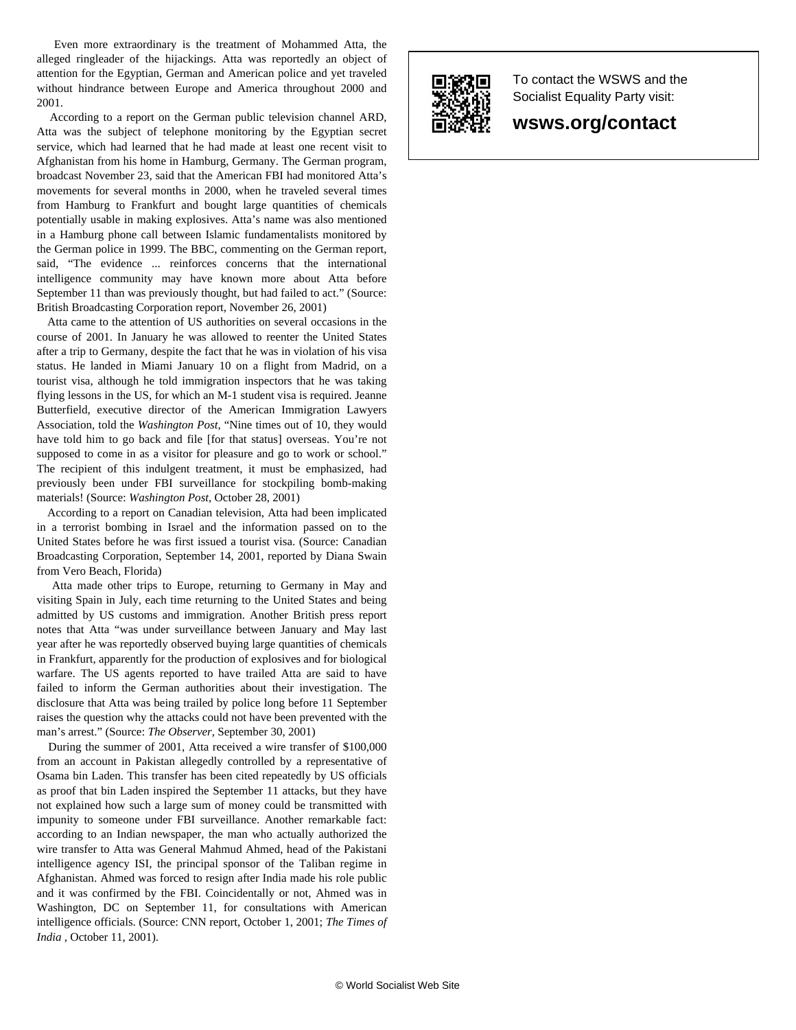Even more extraordinary is the treatment of Mohammed Atta, the alleged ringleader of the hijackings. Atta was reportedly an object of attention for the Egyptian, German and American police and yet traveled without hindrance between Europe and America throughout 2000 and 2001.

According to a report on the German public television channel ARD, Atta was the subject of telephone monitoring by the Egyptian secret service, which had learned that he had made at least one recent visit to Afghanistan from his home in Hamburg, Germany. The German program, broadcast November 23, said that the American FBI had monitored Atta's movements for several months in 2000, when he traveled several times from Hamburg to Frankfurt and bought large quantities of chemicals potentially usable in making explosives. Atta's name was also mentioned in a Hamburg phone call between Islamic fundamentalists monitored by the German police in 1999. The BBC, commenting on the German report, said, "The evidence ... reinforces concerns that the international intelligence community may have known more about Atta before September 11 than was previously thought, but had failed to act." (Source: British Broadcasting Corporation report, November 26, 2001)

Atta came to the attention of US authorities on several occasions in the course of 2001. In January he was allowed to reenter the United States after a trip to Germany, despite the fact that he was in violation of his visa status. He landed in Miami January 10 on a flight from Madrid, on a tourist visa, although he told immigration inspectors that he was taking flying lessons in the US, for which an M-1 student visa is required. Jeanne Butterfield, executive director of the American Immigration Lawyers Association, told the *Washington Post*, "Nine times out of 10, they would have told him to go back and file [for that status] overseas. You're not supposed to come in as a visitor for pleasure and go to work or school." The recipient of this indulgent treatment, it must be emphasized, had previously been under FBI surveillance for stockpiling bomb-making materials! (Source: *Washington Post*, October 28, 2001)

According to a report on Canadian television, Atta had been implicated in a terrorist bombing in Israel and the information passed on to the United States before he was first issued a tourist visa. (Source: Canadian Broadcasting Corporation, September 14, 2001, reported by Diana Swain from Vero Beach, Florida)

Atta made other trips to Europe, returning to Germany in May and visiting Spain in July, each time returning to the United States and being admitted by US customs and immigration. Another British press report notes that Atta "was under surveillance between January and May last year after he was reportedly observed buying large quantities of chemicals in Frankfurt, apparently for the production of explosives and for biological warfare. The US agents reported to have trailed Atta are said to have failed to inform the German authorities about their investigation. The disclosure that Atta was being trailed by police long before 11 September raises the question why the attacks could not have been prevented with the man's arrest." (Source: *The Observer*, September 30, 2001)

During the summer of 2001, Atta received a wire transfer of $100,000 from an account in Pakistan allegedly controlled by a representative of Osama bin Laden. This transfer has been cited repeatedly by US officials as proof that bin Laden inspired the September 11 attacks, but they have not explained how such a large sum of money could be transmitted with impunity to someone under FBI surveillance. Another remarkable fact: according to an Indian newspaper, the man who actually authorized the wire transfer to Atta was General Mahmud Ahmed, head of the Pakistani intelligence agency ISI, the principal sponsor of the Taliban regime in Afghanistan. Ahmed was forced to resign after India made his role public and it was confirmed by the FBI. Coincidentally or not, Ahmed was in Washington, DC on September 11, for consultations with American intelligence officials. (Source: CNN report, October 1, 2001; *The Times of India* , October 11, 2001).

To contact the WSWS and the Socialist Equality Party visit:

**wsws.org/contact**